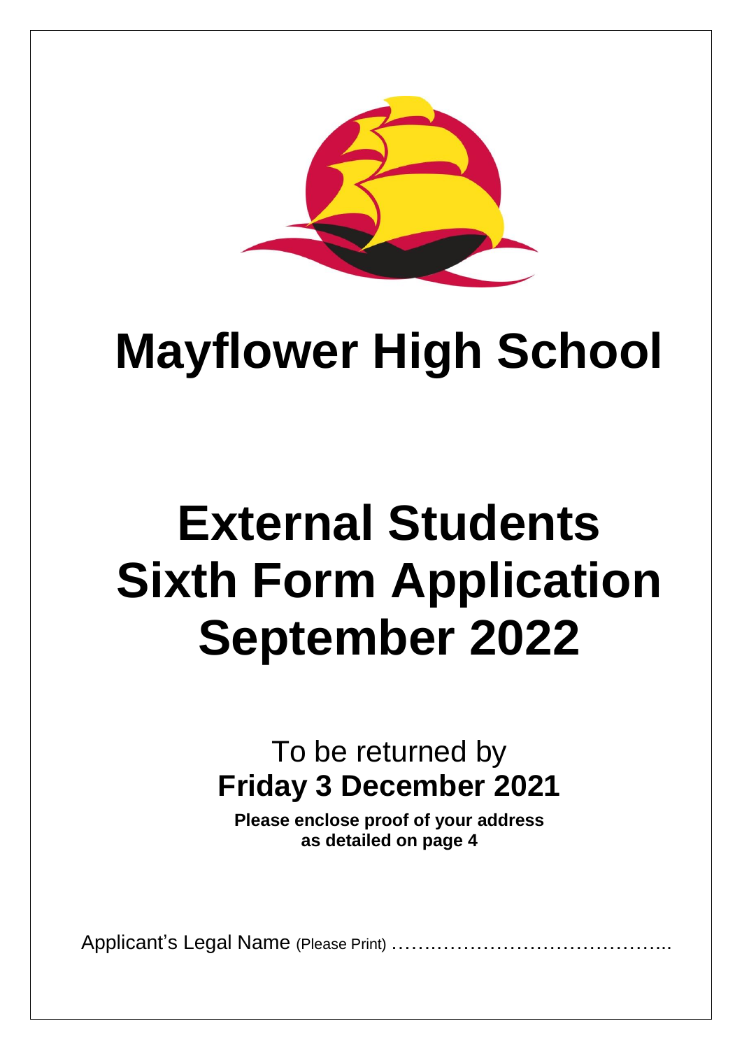# Mayflower High School

# External Students Sixth Form Application September 2022

To be returned by
**Friday 3 December 2021**

**Please enclose proof of your address as detailed on page 4**

Applicant's Legal Name (Please Print) ……………………………………...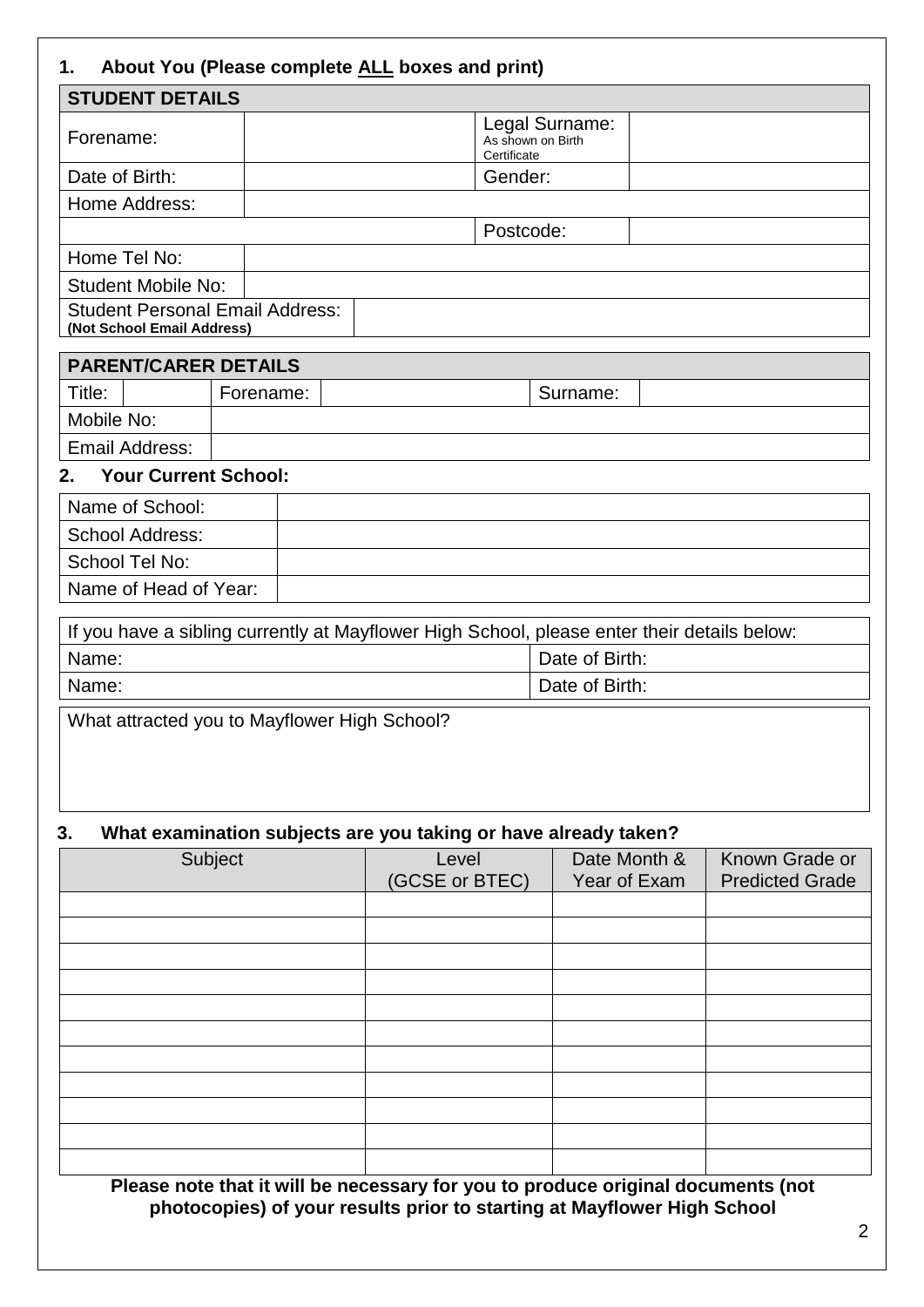## 1. About You (Please complete ALL boxes and print)

| STUDENT DETAILS | | | |
|---|---|---|---|
| Forename: | | Legal Surname: As shown on Birth Certificate | |
| Date of Birth: | | Gender: | |
| Home Address: | | | |
| | | Postcode: | |
| Home Tel No: | | | |
| Student Mobile No: | | | |
| Student Personal Email Address: **(Not School Email Address)** | | | |

| PARENT/CARER DETAILS | | | | | |
|---|---|---|---|---|---|
| Title: | | Forename: | | Surname: | |
| Mobile No: | | | | | |
| Email Address: | | | | | |

## 2. Your Current School:

| Name of School: | |
|---|---|
| School Address: | |
| School Tel No: | |
| Name of Head of Year: | |

| If you have a sibling currently at Mayflower High School, please enter their details below: | |
|---|---|
| Name: | Date of Birth: |
| Name: | Date of Birth: |

What attracted you to Mayflower High School?

## 3. What examination subjects are you taking or have already taken?

| Subject | Level (GCSE or BTEC) | Date Month & Year of Exam | Known Grade or Predicted Grade |
|---|---|---|---|
| | | | |
| | | | |
| | | | |
| | | | |
| | | | |
| | | | |
| | | | |
| | | | |
| | | | |
| | | | |
| | | | |

**Please note that it will be necessary for you to produce original documents (not photocopies) of your results prior to starting at Mayflower High School**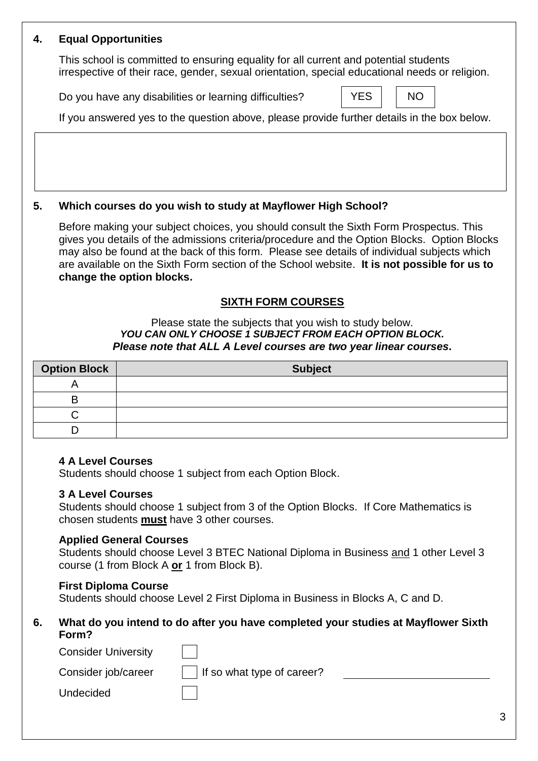## 4. Equal Opportunities

This school is committed to ensuring equality for all current and potential students irrespective of their race, gender, sexual orientation, special educational needs or religion.

Do you have any disabilities or learning difficulties? YES NO

If you answered yes to the question above, please provide further details in the box below.

|   |
|---|
|   |

## 5. Which courses do you wish to study at Mayflower High School?

Before making your subject choices, you should consult the Sixth Form Prospectus. This gives you details of the admissions criteria/procedure and the Option Blocks. Option Blocks may also be found at the back of this form. Please see details of individual subjects which are available on the Sixth Form section of the School website. **It is not possible for us to change the option blocks.**

### SIXTH FORM COURSES

Please state the subjects that you wish to study below.
***YOU CAN ONLY CHOOSE 1 SUBJECT FROM EACH OPTION BLOCK.***
***Please note that ALL A Level courses are two year linear courses.***

| Option Block | Subject |
|---|---|
| A | |
| B | |
| C | |
| D | |

**4 A Level Courses**
Students should choose 1 subject from each Option Block.

**3 A Level Courses**
Students should choose 1 subject from 3 of the Option Blocks. If Core Mathematics is chosen students **must** have 3 other courses.

**Applied General Courses**
Students should choose Level 3 BTEC National Diploma in Business and 1 other Level 3 course (1 from Block A **or** 1 from Block B).

**First Diploma Course**
Students should choose Level 2 First Diploma in Business in Blocks A, C and D.

## 6. What do you intend to do after you have completed your studies at Mayflower Sixth Form?

- [ ] Consider University
- [ ] Consider job/career — If so what type of career? ______________________
- [ ] Undecided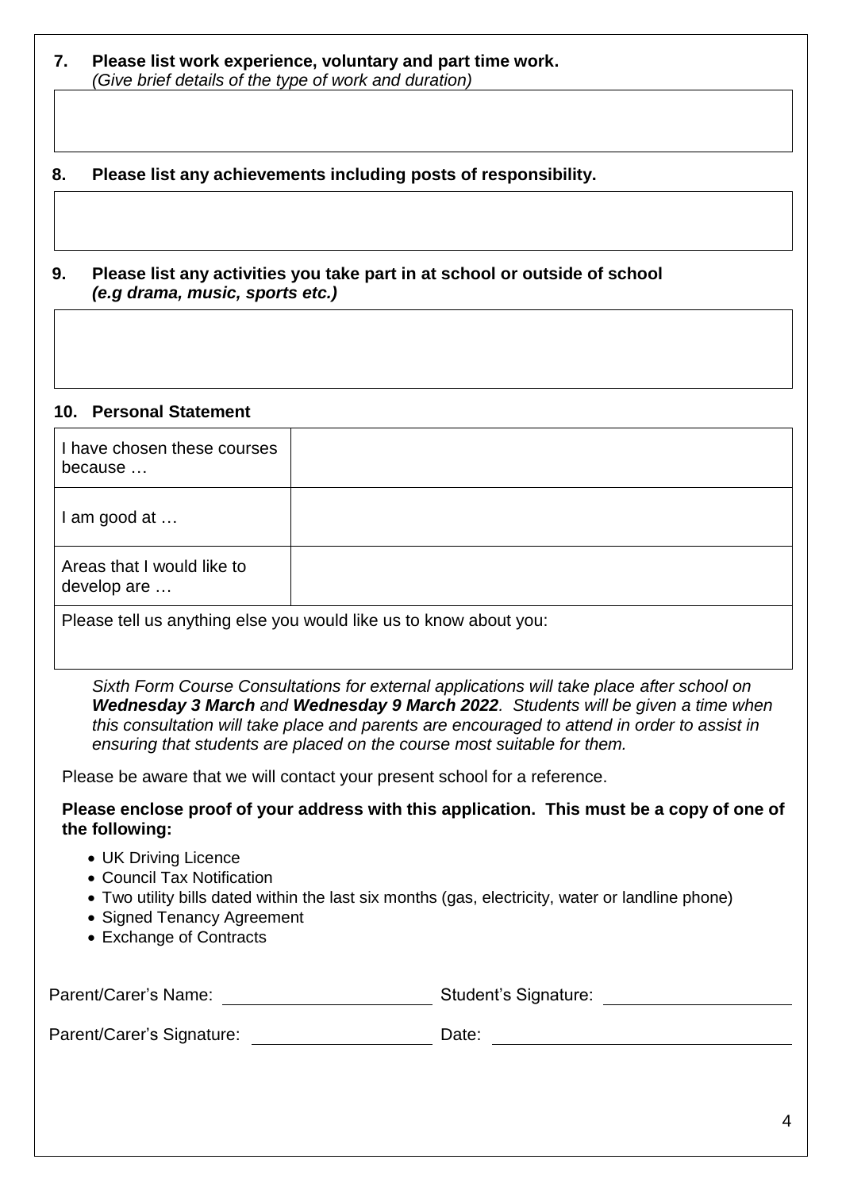**7. Please list work experience, voluntary and part time work.**
*(Give brief details of the type of work and duration)*

**8. Please list any achievements including posts of responsibility.**

**9. Please list any activities you take part in at school or outside of school**
***(e.g drama, music, sports etc.)***

**10. Personal Statement**

| I have chosen these courses because … | |
|---|---|
| I am good at … | |
| Areas that I would like to develop are … | |
| Please tell us anything else you would like us to know about you: | |

*Sixth Form Course Consultations for external applications will take place after school on **Wednesday 3 March** and **Wednesday 9 March 2022**. Students will be given a time when this consultation will take place and parents are encouraged to attend in order to assist in ensuring that students are placed on the course most suitable for them.*

Please be aware that we will contact your present school for a reference.

**Please enclose proof of your address with this application. This must be a copy of one of the following:**

- UK Driving Licence
- Council Tax Notification
- Two utility bills dated within the last six months (gas, electricity, water or landline phone)
- Signed Tenancy Agreement
- Exchange of Contracts

Parent/Carer's Name: ____________________ Student's Signature: ____________________

Parent/Carer's Signature: ____________________ Date: ____________________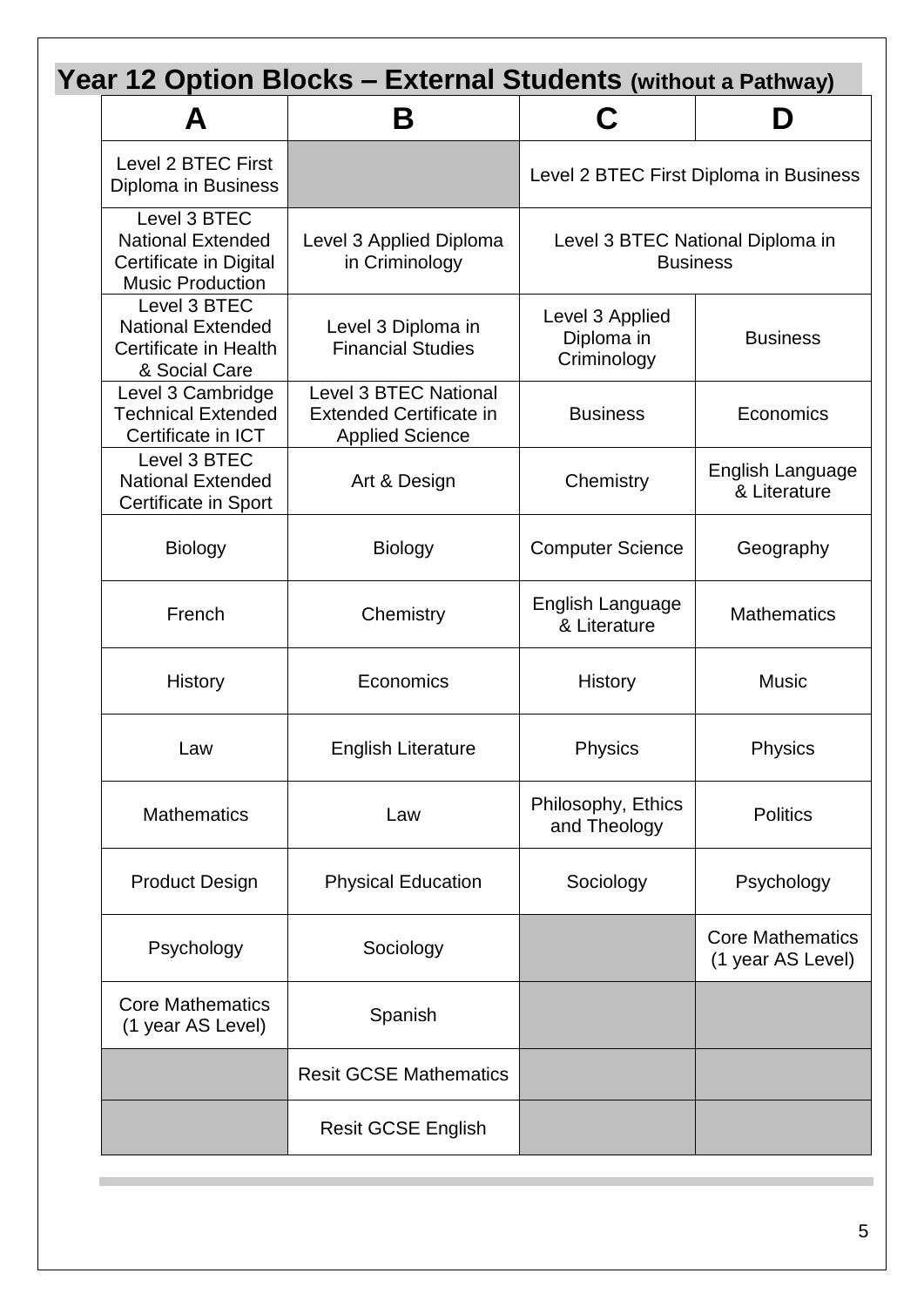## Year 12 Option Blocks – External Students (without a Pathway)

| A | B | C | D |
|---|---|---|---|
| Level 2 BTEC First Diploma in Business | | Level 2 BTEC First Diploma in Business | |
| Level 3 BTEC National Extended Certificate in Digital Music Production | Level 3 Applied Diploma in Criminology | Level 3 BTEC National Diploma in Business | |
| Level 3 BTEC National Extended Certificate in Health & Social Care | Level 3 Diploma in Financial Studies | Level 3 Applied Diploma in Criminology | Business |
| Level 3 Cambridge Technical Extended Certificate in ICT | Level 3 BTEC National Extended Certificate in Applied Science | Business | Economics |
| Level 3 BTEC National Extended Certificate in Sport | Art & Design | Chemistry | English Language & Literature |
| Biology | Biology | Computer Science | Geography |
| French | Chemistry | English Language & Literature | Mathematics |
| History | Economics | History | Music |
| Law | English Literature | Physics | Physics |
| Mathematics | Law | Philosophy, Ethics and Theology | Politics |
| Product Design | Physical Education | Sociology | Psychology |
| Psychology | Sociology | | Core Mathematics (1 year AS Level) |
| Core Mathematics (1 year AS Level) | Spanish | | |
| | Resit GCSE Mathematics | | |
| | Resit GCSE English | | |